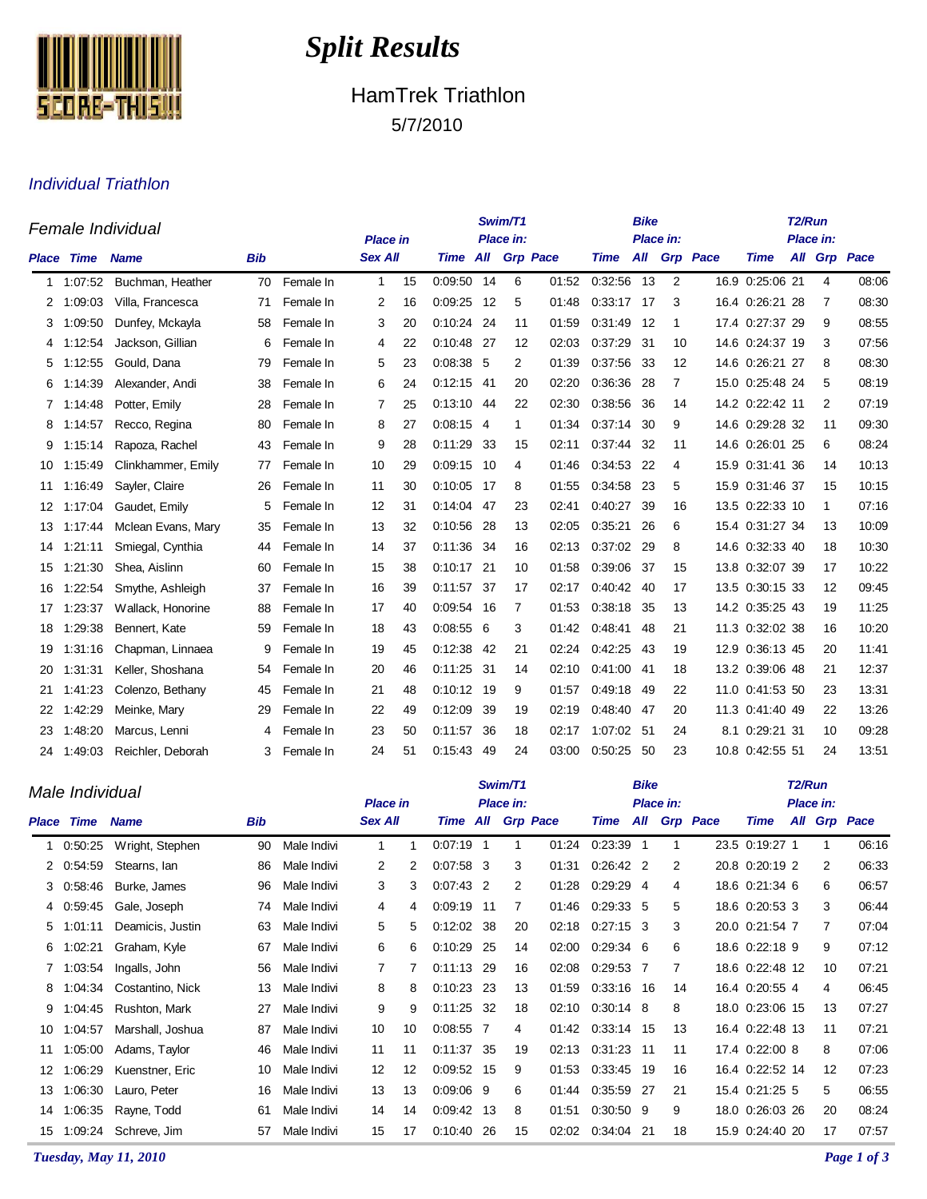# *Split Results*

## HamTrek Triathlon

5/7/2010

### *Individual Triathlon*

#### *Female Individual*

| Place | Time | Name | Bib | | Place in Sex | Place in All | Swim/T1 Time | Swim/T1 Place in: All | Swim/T1 Place in: Grp | Swim/T1 Pace | Bike Time | Bike Place in: All | Bike Place in: Grp | Bike Pace | T2/Run Time | T2/Run Place in: All | T2/Run Place in: Grp | T2/Run Pace |
|---|---|---|---|---|---|---|---|---|---|---|---|---|---|---|---|---|---|---|
| 1 | 1:07:52 | Buchman, Heather | 70 | Female In | 1 | 15 | 0:09:50 | 14 | 6 | 01:52 | 0:32:56 | 13 | 2 | 16.9 | 0:25:06 | 21 | 4 | 08:06 |
| 2 | 1:09:03 | Villa, Francesca | 71 | Female In | 2 | 16 | 0:09:25 | 12 | 5 | 01:48 | 0:33:17 | 17 | 3 | 16.4 | 0:26:21 | 28 | 7 | 08:30 |
| 3 | 1:09:50 | Dunfey, Mckayla | 58 | Female In | 3 | 20 | 0:10:24 | 24 | 11 | 01:59 | 0:31:49 | 12 | 1 | 17.4 | 0:27:37 | 29 | 9 | 08:55 |
| 4 | 1:12:54 | Jackson, Gillian | 6 | Female In | 4 | 22 | 0:10:48 | 27 | 12 | 02:03 | 0:37:29 | 31 | 10 | 14.6 | 0:24:37 | 19 | 3 | 07:56 |
| 5 | 1:12:55 | Gould, Dana | 79 | Female In | 5 | 23 | 0:08:38 | 5 | 2 | 01:39 | 0:37:56 | 33 | 12 | 14.6 | 0:26:21 | 27 | 8 | 08:30 |
| 6 | 1:14:39 | Alexander, Andi | 38 | Female In | 6 | 24 | 0:12:15 | 41 | 20 | 02:20 | 0:36:36 | 28 | 7 | 15.0 | 0:25:48 | 24 | 5 | 08:19 |
| 7 | 1:14:48 | Potter, Emily | 28 | Female In | 7 | 25 | 0:13:10 | 44 | 22 | 02:30 | 0:38:56 | 36 | 14 | 14.2 | 0:22:42 | 11 | 2 | 07:19 |
| 8 | 1:14:57 | Recco, Regina | 80 | Female In | 8 | 27 | 0:08:15 | 4 | 1 | 01:34 | 0:37:14 | 30 | 9 | 14.6 | 0:29:28 | 32 | 11 | 09:30 |
| 9 | 1:15:14 | Rapoza, Rachel | 43 | Female In | 9 | 28 | 0:11:29 | 33 | 15 | 02:11 | 0:37:44 | 32 | 11 | 14.6 | 0:26:01 | 25 | 6 | 08:24 |
| 10 | 1:15:49 | Clinkhammer, Emily | 77 | Female In | 10 | 29 | 0:09:15 | 10 | 4 | 01:46 | 0:34:53 | 22 | 4 | 15.9 | 0:31:41 | 36 | 14 | 10:13 |
| 11 | 1:16:49 | Sayler, Claire | 26 | Female In | 11 | 30 | 0:10:05 | 17 | 8 | 01:55 | 0:34:58 | 23 | 5 | 15.9 | 0:31:46 | 37 | 15 | 10:15 |
| 12 | 1:17:04 | Gaudet, Emily | 5 | Female In | 12 | 31 | 0:14:04 | 47 | 23 | 02:41 | 0:40:27 | 39 | 16 | 13.5 | 0:22:33 | 10 | 1 | 07:16 |
| 13 | 1:17:44 | Mclean Evans, Mary | 35 | Female In | 13 | 32 | 0:10:56 | 28 | 13 | 02:05 | 0:35:21 | 26 | 6 | 15.4 | 0:31:27 | 34 | 13 | 10:09 |
| 14 | 1:21:11 | Smiegal, Cynthia | 44 | Female In | 14 | 37 | 0:11:36 | 34 | 16 | 02:13 | 0:37:02 | 29 | 8 | 14.6 | 0:32:33 | 40 | 18 | 10:30 |
| 15 | 1:21:30 | Shea, Aislinn | 60 | Female In | 15 | 38 | 0:10:17 | 21 | 10 | 01:58 | 0:39:06 | 37 | 15 | 13.8 | 0:32:07 | 39 | 17 | 10:22 |
| 16 | 1:22:54 | Smythe, Ashleigh | 37 | Female In | 16 | 39 | 0:11:57 | 37 | 17 | 02:17 | 0:40:42 | 40 | 17 | 13.5 | 0:30:15 | 33 | 12 | 09:45 |
| 17 | 1:23:37 | Wallack, Honorine | 88 | Female In | 17 | 40 | 0:09:54 | 16 | 7 | 01:53 | 0:38:18 | 35 | 13 | 14.2 | 0:35:25 | 43 | 19 | 11:25 |
| 18 | 1:29:38 | Bennert, Kate | 59 | Female In | 18 | 43 | 0:08:55 | 6 | 3 | 01:42 | 0:48:41 | 48 | 21 | 11.3 | 0:32:02 | 38 | 16 | 10:20 |
| 19 | 1:31:16 | Chapman, Linnaea | 9 | Female In | 19 | 45 | 0:12:38 | 42 | 21 | 02:24 | 0:42:25 | 43 | 19 | 12.9 | 0:36:13 | 45 | 20 | 11:41 |
| 20 | 1:31:31 | Keller, Shoshana | 54 | Female In | 20 | 46 | 0:11:25 | 31 | 14 | 02:10 | 0:41:00 | 41 | 18 | 13.2 | 0:39:06 | 48 | 21 | 12:37 |
| 21 | 1:41:23 | Colenzo, Bethany | 45 | Female In | 21 | 48 | 0:10:12 | 19 | 9 | 01:57 | 0:49:18 | 49 | 22 | 11.0 | 0:41:53 | 50 | 23 | 13:31 |
| 22 | 1:42:29 | Meinke, Mary | 29 | Female In | 22 | 49 | 0:12:09 | 39 | 19 | 02:19 | 0:48:40 | 47 | 20 | 11.3 | 0:41:40 | 49 | 22 | 13:26 |
| 23 | 1:48:20 | Marcus, Lenni | 4 | Female In | 23 | 50 | 0:11:57 | 36 | 18 | 02:17 | 1:07:02 | 51 | 24 | 8.1 | 0:29:21 | 31 | 10 | 09:28 |
| 24 | 1:49:03 | Reichler, Deborah | 3 | Female In | 24 | 51 | 0:15:43 | 49 | 24 | 03:00 | 0:50:25 | 50 | 23 | 10.8 | 0:42:55 | 51 | 24 | 13:51 |

#### *Male Individual*

| Place | Time | Name | Bib | | Place in Sex | Place in All | Swim/T1 Time | Swim/T1 Place in: All | Swim/T1 Place in: Grp | Swim/T1 Pace | Bike Time | Bike Place in: All | Bike Place in: Grp | Bike Pace | T2/Run Time | T2/Run Place in: All | T2/Run Place in: Grp | T2/Run Pace |
|---|---|---|---|---|---|---|---|---|---|---|---|---|---|---|---|---|---|---|
| 1 | 0:50:25 | Wright, Stephen | 90 | Male Indivi | 1 | 1 | 0:07:19 | 1 | 1 | 01:24 | 0:23:39 | 1 | 1 | 23.5 | 0:19:27 | 1 | 1 | 06:16 |
| 2 | 0:54:59 | Stearns, Ian | 86 | Male Indivi | 2 | 2 | 0:07:58 | 3 | 3 | 01:31 | 0:26:42 | 2 | 2 | 20.8 | 0:20:19 | 2 | 2 | 06:33 |
| 3 | 0:58:46 | Burke, James | 96 | Male Indivi | 3 | 3 | 0:07:43 | 2 | 2 | 01:28 | 0:29:29 | 4 | 4 | 18.6 | 0:21:34 | 6 | 6 | 06:57 |
| 4 | 0:59:45 | Gale, Joseph | 74 | Male Indivi | 4 | 4 | 0:09:19 | 11 | 7 | 01:46 | 0:29:33 | 5 | 5 | 18.6 | 0:20:53 | 3 | 3 | 06:44 |
| 5 | 1:01:11 | Deamicis, Justin | 63 | Male Indivi | 5 | 5 | 0:12:02 | 38 | 20 | 02:18 | 0:27:15 | 3 | 3 | 20.0 | 0:21:54 | 7 | 7 | 07:04 |
| 6 | 1:02:21 | Graham, Kyle | 67 | Male Indivi | 6 | 6 | 0:10:29 | 25 | 14 | 02:00 | 0:29:34 | 6 | 6 | 18.6 | 0:22:18 | 9 | 9 | 07:12 |
| 7 | 1:03:54 | Ingalls, John | 56 | Male Indivi | 7 | 7 | 0:11:13 | 29 | 16 | 02:08 | 0:29:53 | 7 | 7 | 18.6 | 0:22:48 | 12 | 10 | 07:21 |
| 8 | 1:04:34 | Costantino, Nick | 13 | Male Indivi | 8 | 8 | 0:10:23 | 23 | 13 | 01:59 | 0:33:16 | 16 | 14 | 16.4 | 0:20:55 | 4 | 4 | 06:45 |
| 9 | 1:04:45 | Rushton, Mark | 27 | Male Indivi | 9 | 9 | 0:11:25 | 32 | 18 | 02:10 | 0:30:14 | 8 | 8 | 18.0 | 0:23:06 | 15 | 13 | 07:27 |
| 10 | 1:04:57 | Marshall, Joshua | 87 | Male Indivi | 10 | 10 | 0:08:55 | 7 | 4 | 01:42 | 0:33:14 | 15 | 13 | 16.4 | 0:22:48 | 13 | 11 | 07:21 |
| 11 | 1:05:00 | Adams, Taylor | 46 | Male Indivi | 11 | 11 | 0:11:37 | 35 | 19 | 02:13 | 0:31:23 | 11 | 11 | 17.4 | 0:22:00 | 8 | 8 | 07:06 |
| 12 | 1:06:29 | Kuenstner, Eric | 10 | Male Indivi | 12 | 12 | 0:09:52 | 15 | 9 | 01:53 | 0:33:45 | 19 | 16 | 16.4 | 0:22:52 | 14 | 12 | 07:23 |
| 13 | 1:06:30 | Lauro, Peter | 16 | Male Indivi | 13 | 13 | 0:09:06 | 9 | 6 | 01:44 | 0:35:59 | 27 | 21 | 15.4 | 0:21:25 | 5 | 5 | 06:55 |
| 14 | 1:06:35 | Rayne, Todd | 61 | Male Indivi | 14 | 14 | 0:09:42 | 13 | 8 | 01:51 | 0:30:50 | 9 | 9 | 18.0 | 0:26:03 | 26 | 20 | 08:24 |
| 15 | 1:09:24 | Schreve, Jim | 57 | Male Indivi | 15 | 17 | 0:10:40 | 26 | 15 | 02:02 | 0:34:04 | 21 | 18 | 15.9 | 0:24:40 | 20 | 17 | 07:57 |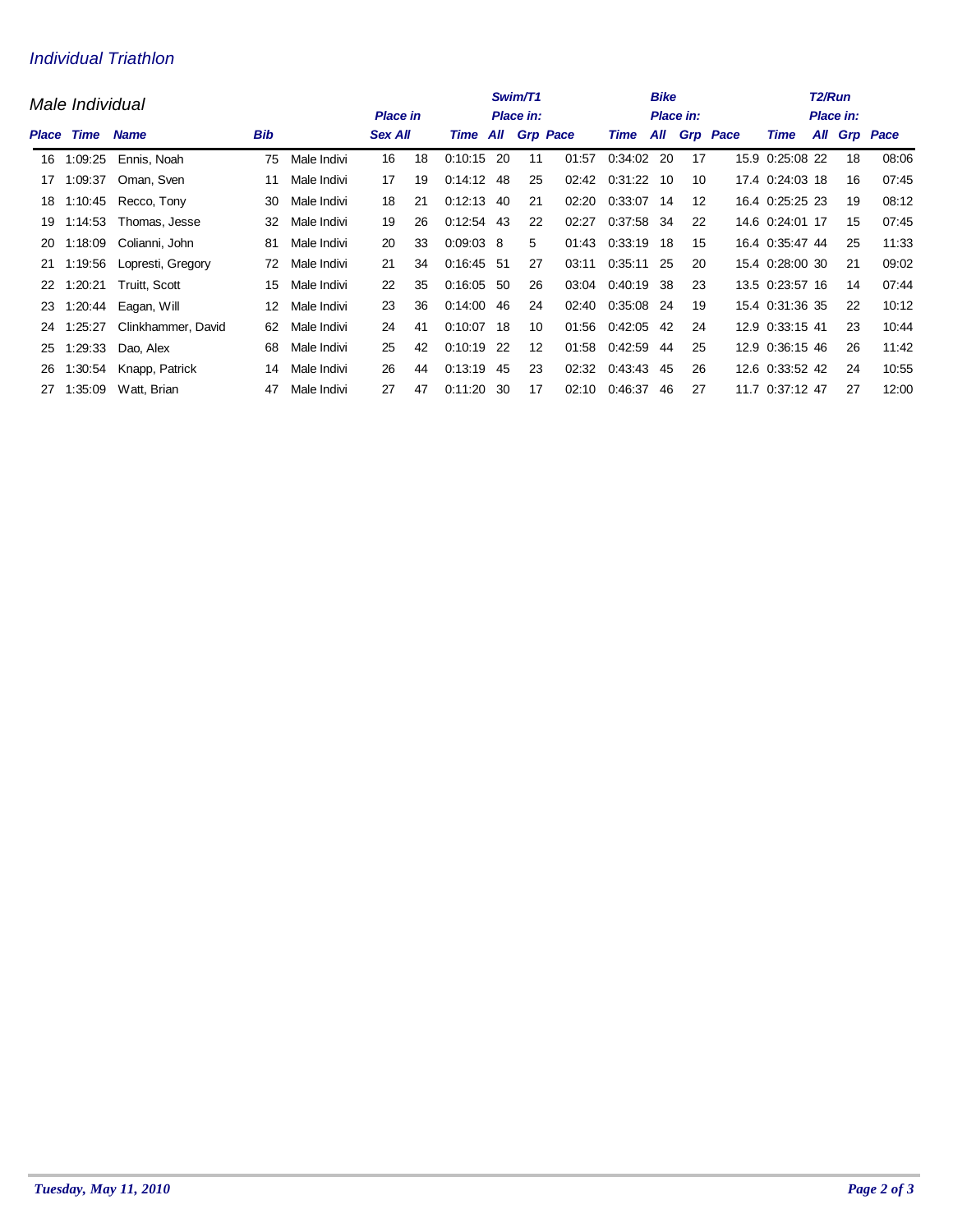## Individual Triathlon

### Male Individual

| Place | Time | Name | Bib | | Place in Sex | All | Swim/T1 Time | Place in: All | Grp | Pace | Bike Time | Place in: All | Grp | Pace | T2/Run Time | Place in: All | Grp | Pace |
|---|---|---|---|---|---|---|---|---|---|---|---|---|---|---|---|---|---|---|
| 16 | 1:09:25 | Ennis, Noah | 75 | Male Indivi | 16 | 18 | 0:10:15 | 20 | 11 | 01:57 | 0:34:02 | 20 | 17 | 15.9 | 0:25:08 | 22 | 18 | 08:06 |
| 17 | 1:09:37 | Oman, Sven | 11 | Male Indivi | 17 | 19 | 0:14:12 | 48 | 25 | 02:42 | 0:31:22 | 10 | 10 | 17.4 | 0:24:03 | 18 | 16 | 07:45 |
| 18 | 1:10:45 | Recco, Tony | 30 | Male Indivi | 18 | 21 | 0:12:13 | 40 | 21 | 02:20 | 0:33:07 | 14 | 12 | 16.4 | 0:25:25 | 23 | 19 | 08:12 |
| 19 | 1:14:53 | Thomas, Jesse | 32 | Male Indivi | 19 | 26 | 0:12:54 | 43 | 22 | 02:27 | 0:37:58 | 34 | 22 | 14.6 | 0:24:01 | 17 | 15 | 07:45 |
| 20 | 1:18:09 | Colianni, John | 81 | Male Indivi | 20 | 33 | 0:09:03 | 8 | 5 | 01:43 | 0:33:19 | 18 | 15 | 16.4 | 0:35:47 | 44 | 25 | 11:33 |
| 21 | 1:19:56 | Lopresti, Gregory | 72 | Male Indivi | 21 | 34 | 0:16:45 | 51 | 27 | 03:11 | 0:35:11 | 25 | 20 | 15.4 | 0:28:00 | 30 | 21 | 09:02 |
| 22 | 1:20:21 | Truitt, Scott | 15 | Male Indivi | 22 | 35 | 0:16:05 | 50 | 26 | 03:04 | 0:40:19 | 38 | 23 | 13.5 | 0:23:57 | 16 | 14 | 07:44 |
| 23 | 1:20:44 | Eagan, Will | 12 | Male Indivi | 23 | 36 | 0:14:00 | 46 | 24 | 02:40 | 0:35:08 | 24 | 19 | 15.4 | 0:31:36 | 35 | 22 | 10:12 |
| 24 | 1:25:27 | Clinkhammer, David | 62 | Male Indivi | 24 | 41 | 0:10:07 | 18 | 10 | 01:56 | 0:42:05 | 42 | 24 | 12.9 | 0:33:15 | 41 | 23 | 10:44 |
| 25 | 1:29:33 | Dao, Alex | 68 | Male Indivi | 25 | 42 | 0:10:19 | 22 | 12 | 01:58 | 0:42:59 | 44 | 25 | 12.9 | 0:36:15 | 46 | 26 | 11:42 |
| 26 | 1:30:54 | Knapp, Patrick | 14 | Male Indivi | 26 | 44 | 0:13:19 | 45 | 23 | 02:32 | 0:43:43 | 45 | 26 | 12.6 | 0:33:52 | 42 | 24 | 10:55 |
| 27 | 1:35:09 | Watt, Brian | 47 | Male Indivi | 27 | 47 | 0:11:20 | 30 | 17 | 02:10 | 0:46:37 | 46 | 27 | 11.7 | 0:37:12 | 47 | 27 | 12:00 |

*Tuesday, May 11, 2010*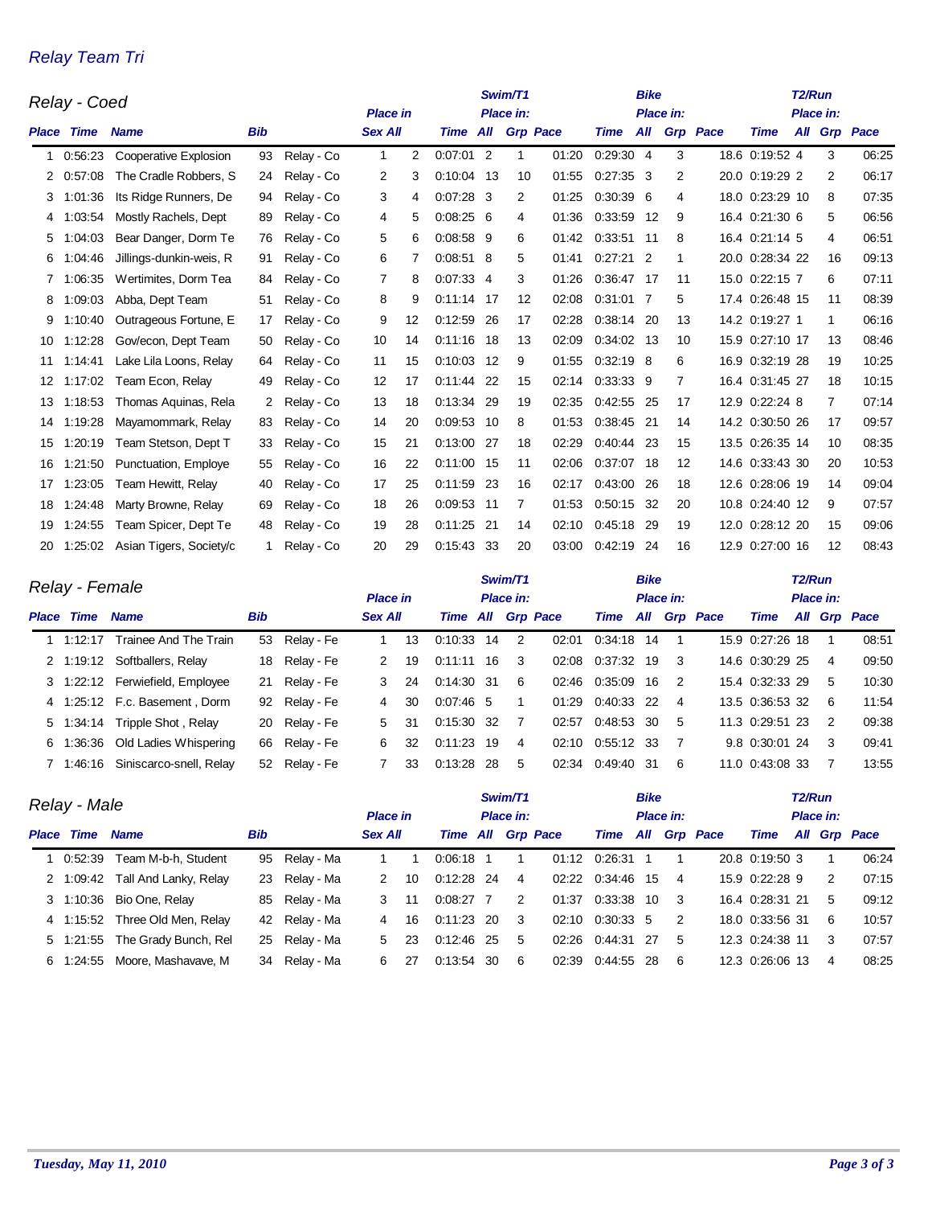## Relay Team Tri

### Relay - Coed

| Place | Time | Name | Bib | | Place in Sex | All | Swim/T1 Time | Place in: All | Grp | Pace | Bike Time | Place in: All | Grp | Pace | T2/Run Time | Place in: All | Grp | Pace |
|---|---|---|---|---|---|---|---|---|---|---|---|---|---|---|---|---|---|---|
| 1 | 0:56:23 | Cooperative Explosion | 93 | Relay - Co | 1 | 2 | 0:07:01 | 2 | 1 | 01:20 | 0:29:30 | 4 | 3 | 18.6 | 0:19:52 | 4 | 3 | 06:25 |
| 2 | 0:57:08 | The Cradle Robbers, S | 24 | Relay - Co | 2 | 3 | 0:10:04 | 13 | 10 | 01:55 | 0:27:35 | 3 | 2 | 20.0 | 0:19:29 | 2 | 2 | 06:17 |
| 3 | 1:01:36 | Its Ridge Runners, De | 94 | Relay - Co | 3 | 4 | 0:07:28 | 3 | 2 | 01:25 | 0:30:39 | 6 | 4 | 18.0 | 0:23:29 | 10 | 8 | 07:35 |
| 4 | 1:03:54 | Mostly Rachels, Dept | 89 | Relay - Co | 4 | 5 | 0:08:25 | 6 | 4 | 01:36 | 0:33:59 | 12 | 9 | 16.4 | 0:21:30 | 6 | 5 | 06:56 |
| 5 | 1:04:03 | Bear Danger, Dorm Te | 76 | Relay - Co | 5 | 6 | 0:08:58 | 9 | 6 | 01:42 | 0:33:51 | 11 | 8 | 16.4 | 0:21:14 | 5 | 4 | 06:51 |
| 6 | 1:04:46 | Jillings-dunkin-weis, R | 91 | Relay - Co | 6 | 7 | 0:08:51 | 8 | 5 | 01:41 | 0:27:21 | 2 | 1 | 20.0 | 0:28:34 | 22 | 16 | 09:13 |
| 7 | 1:06:35 | Wertimites, Dorm Tea | 84 | Relay - Co | 7 | 8 | 0:07:33 | 4 | 3 | 01:26 | 0:36:47 | 17 | 11 | 15.0 | 0:22:15 | 7 | 6 | 07:11 |
| 8 | 1:09:03 | Abba, Dept Team | 51 | Relay - Co | 8 | 9 | 0:11:14 | 17 | 12 | 02:08 | 0:31:01 | 7 | 5 | 17.4 | 0:26:48 | 15 | 11 | 08:39 |
| 9 | 1:10:40 | Outrageous Fortune, E | 17 | Relay - Co | 9 | 12 | 0:12:59 | 26 | 17 | 02:28 | 0:38:14 | 20 | 13 | 14.2 | 0:19:27 | 1 | 1 | 06:16 |
| 10 | 1:12:28 | Gov/econ, Dept Team | 50 | Relay - Co | 10 | 14 | 0:11:16 | 18 | 13 | 02:09 | 0:34:02 | 13 | 10 | 15.9 | 0:27:10 | 17 | 13 | 08:46 |
| 11 | 1:14:41 | Lake Lila Loons, Relay | 64 | Relay - Co | 11 | 15 | 0:10:03 | 12 | 9 | 01:55 | 0:32:19 | 8 | 6 | 16.9 | 0:32:19 | 28 | 19 | 10:25 |
| 12 | 1:17:02 | Team Econ, Relay | 49 | Relay - Co | 12 | 17 | 0:11:44 | 22 | 15 | 02:14 | 0:33:33 | 9 | 7 | 16.4 | 0:31:45 | 27 | 18 | 10:15 |
| 13 | 1:18:53 | Thomas Aquinas, Rela | 2 | Relay - Co | 13 | 18 | 0:13:34 | 29 | 19 | 02:35 | 0:42:55 | 25 | 17 | 12.9 | 0:22:24 | 8 | 7 | 07:14 |
| 14 | 1:19:28 | Mayamommark, Relay | 83 | Relay - Co | 14 | 20 | 0:09:53 | 10 | 8 | 01:53 | 0:38:45 | 21 | 14 | 14.2 | 0:30:50 | 26 | 17 | 09:57 |
| 15 | 1:20:19 | Team Stetson, Dept T | 33 | Relay - Co | 15 | 21 | 0:13:00 | 27 | 18 | 02:29 | 0:40:44 | 23 | 15 | 13.5 | 0:26:35 | 14 | 10 | 08:35 |
| 16 | 1:21:50 | Punctuation, Employe | 55 | Relay - Co | 16 | 22 | 0:11:00 | 15 | 11 | 02:06 | 0:37:07 | 18 | 12 | 14.6 | 0:33:43 | 30 | 20 | 10:53 |
| 17 | 1:23:05 | Team Hewitt, Relay | 40 | Relay - Co | 17 | 25 | 0:11:59 | 23 | 16 | 02:17 | 0:43:00 | 26 | 18 | 12.6 | 0:28:06 | 19 | 14 | 09:04 |
| 18 | 1:24:48 | Marty Browne, Relay | 69 | Relay - Co | 18 | 26 | 0:09:53 | 11 | 7 | 01:53 | 0:50:15 | 32 | 20 | 10.8 | 0:24:40 | 12 | 9 | 07:57 |
| 19 | 1:24:55 | Team Spicer, Dept Te | 48 | Relay - Co | 19 | 28 | 0:11:25 | 21 | 14 | 02:10 | 0:45:18 | 29 | 19 | 12.0 | 0:28:12 | 20 | 15 | 09:06 |
| 20 | 1:25:02 | Asian Tigers, Society/c | 1 | Relay - Co | 20 | 29 | 0:15:43 | 33 | 20 | 03:00 | 0:42:19 | 24 | 16 | 12.9 | 0:27:00 | 16 | 12 | 08:43 |

### Relay - Female

| Place | Time | Name | Bib | | Place in Sex | All | Swim/T1 Time | Place in: All | Grp | Pace | Bike Time | Place in: All | Grp | Pace | T2/Run Time | Place in: All | Grp | Pace |
|---|---|---|---|---|---|---|---|---|---|---|---|---|---|---|---|---|---|---|
| 1 | 1:12:17 | Trainee And The Train | 53 | Relay - Fe | 1 | 13 | 0:10:33 | 14 | 2 | 02:01 | 0:34:18 | 14 | 1 | 15.9 | 0:27:26 | 18 | 1 | 08:51 |
| 2 | 1:19:12 | Softballers, Relay | 18 | Relay - Fe | 2 | 19 | 0:11:11 | 16 | 3 | 02:08 | 0:37:32 | 19 | 3 | 14.6 | 0:30:29 | 25 | 4 | 09:50 |
| 3 | 1:22:12 | Ferwiefield, Employee | 21 | Relay - Fe | 3 | 24 | 0:14:30 | 31 | 6 | 02:46 | 0:35:09 | 16 | 2 | 15.4 | 0:32:33 | 29 | 5 | 10:30 |
| 4 | 1:25:12 | F.c. Basement , Dorm | 92 | Relay - Fe | 4 | 30 | 0:07:46 | 5 | 1 | 01:29 | 0:40:33 | 22 | 4 | 13.5 | 0:36:53 | 32 | 6 | 11:54 |
| 5 | 1:34:14 | Tripple Shot , Relay | 20 | Relay - Fe | 5 | 31 | 0:15:30 | 32 | 7 | 02:57 | 0:48:53 | 30 | 5 | 11.3 | 0:29:51 | 23 | 2 | 09:38 |
| 6 | 1:36:36 | Old Ladies Whispering | 66 | Relay - Fe | 6 | 32 | 0:11:23 | 19 | 4 | 02:10 | 0:55:12 | 33 | 7 | 9.8 | 0:30:01 | 24 | 3 | 09:41 |
| 7 | 1:46:16 | Siniscarco-snell, Relay | 52 | Relay - Fe | 7 | 33 | 0:13:28 | 28 | 5 | 02:34 | 0:49:40 | 31 | 6 | 11.0 | 0:43:08 | 33 | 7 | 13:55 |

### Relay - Male

| Place | Time | Name | Bib | | Place in Sex | All | Swim/T1 Time | Place in: All | Grp | Pace | Bike Time | Place in: All | Grp | Pace | T2/Run Time | Place in: All | Grp | Pace |
|---|---|---|---|---|---|---|---|---|---|---|---|---|---|---|---|---|---|---|
| 1 | 0:52:39 | Team M-b-h, Student | 95 | Relay - Ma | 1 | 1 | 0:06:18 | 1 | 1 | 01:12 | 0:26:31 | 1 | 1 | 20.8 | 0:19:50 | 3 | 1 | 06:24 |
| 2 | 1:09:42 | Tall And Lanky, Relay | 23 | Relay - Ma | 2 | 10 | 0:12:28 | 24 | 4 | 02:22 | 0:34:46 | 15 | 4 | 15.9 | 0:22:28 | 9 | 2 | 07:15 |
| 3 | 1:10:36 | Bio One, Relay | 85 | Relay - Ma | 3 | 11 | 0:08:27 | 7 | 2 | 01:37 | 0:33:38 | 10 | 3 | 16.4 | 0:28:31 | 21 | 5 | 09:12 |
| 4 | 1:15:52 | Three Old Men, Relay | 42 | Relay - Ma | 4 | 16 | 0:11:23 | 20 | 3 | 02:10 | 0:30:33 | 5 | 2 | 18.0 | 0:33:56 | 31 | 6 | 10:57 |
| 5 | 1:21:55 | The Grady Bunch, Rel | 25 | Relay - Ma | 5 | 23 | 0:12:46 | 25 | 5 | 02:26 | 0:44:31 | 27 | 5 | 12.3 | 0:24:38 | 11 | 3 | 07:57 |
| 6 | 1:24:55 | Moore, Mashavave, M | 34 | Relay - Ma | 6 | 27 | 0:13:54 | 30 | 6 | 02:39 | 0:44:55 | 28 | 6 | 12.3 | 0:26:06 | 13 | 4 | 08:25 |

*Tuesday, May 11, 2010*